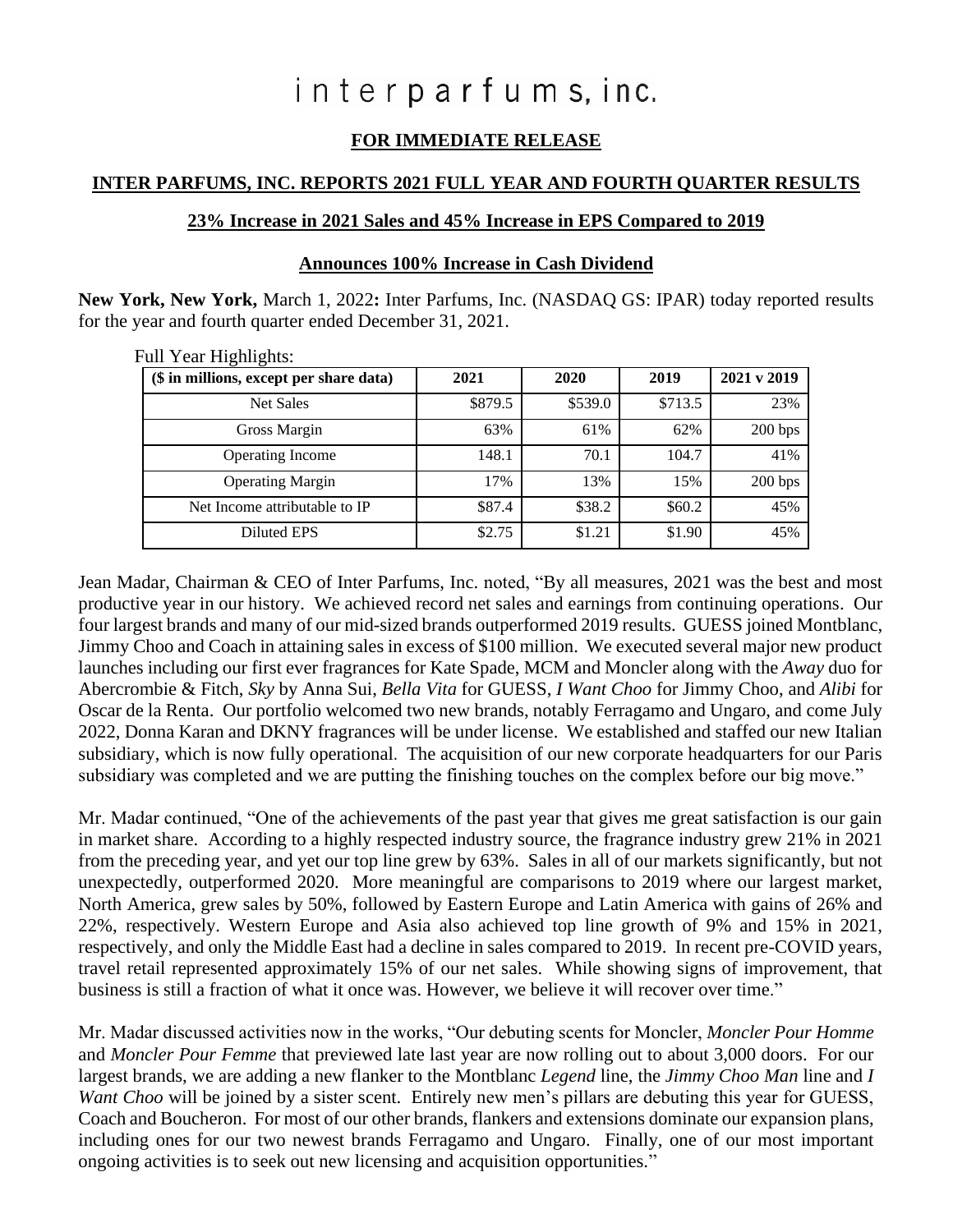# interparfums, inc.

## FOR IMMEDIATE RELEASE

## INTER PARFUMS, INC. REPORTS 2021 FULL YEAR AND FOURTH QUARTER RESULTS

### 23% Increase in 2021 Sales and 45% Increase in EPS Compared to 2019

### Announces 100% Increase in Cash Dividend

**New York, New York,** March 1, 2022**:** Inter Parfums, Inc. (NASDAQ GS: IPAR) today reported results for the year and fourth quarter ended December 31, 2021.

Full Year Highlights:

| ($ in millions, except per share data) | 2021 | 2020 | 2019 | 2021 v 2019 |
|---|---|---|---|---|
| Net Sales | $879.5 | $539.0 | $713.5 | 23% |
| Gross Margin | 63% | 61% | 62% | 200 bps |
| Operating Income | 148.1 | 70.1 | 104.7 | 41% |
| Operating Margin | 17% | 13% | 15% | 200 bps |
| Net Income attributable to IP | $87.4 | $38.2 | $60.2 | 45% |
| Diluted EPS | $2.75 | $1.21 | $1.90 | 45% |

Jean Madar, Chairman & CEO of Inter Parfums, Inc. noted, "By all measures, 2021 was the best and most productive year in our history. We achieved record net sales and earnings from continuing operations. Our four largest brands and many of our mid-sized brands outperformed 2019 results. GUESS joined Montblanc, Jimmy Choo and Coach in attaining sales in excess of $100 million. We executed several major new product launches including our first ever fragrances for Kate Spade, MCM and Moncler along with the *Away* duo for Abercrombie & Fitch, *Sky* by Anna Sui, *Bella Vita* for GUESS, *I Want Choo* for Jimmy Choo, and *Alibi* for Oscar de la Renta. Our portfolio welcomed two new brands, notably Ferragamo and Ungaro, and come July 2022, Donna Karan and DKNY fragrances will be under license. We established and staffed our new Italian subsidiary, which is now fully operational. The acquisition of our new corporate headquarters for our Paris subsidiary was completed and we are putting the finishing touches on the complex before our big move."

Mr. Madar continued, "One of the achievements of the past year that gives me great satisfaction is our gain in market share. According to a highly respected industry source, the fragrance industry grew 21% in 2021 from the preceding year, and yet our top line grew by 63%. Sales in all of our markets significantly, but not unexpectedly, outperformed 2020. More meaningful are comparisons to 2019 where our largest market, North America, grew sales by 50%, followed by Eastern Europe and Latin America with gains of 26% and 22%, respectively. Western Europe and Asia also achieved top line growth of 9% and 15% in 2021, respectively, and only the Middle East had a decline in sales compared to 2019. In recent pre-COVID years, travel retail represented approximately 15% of our net sales. While showing signs of improvement, that business is still a fraction of what it once was. However, we believe it will recover over time."

Mr. Madar discussed activities now in the works, "Our debuting scents for Moncler, *Moncler Pour Homme* and *Moncler Pour Femme* that previewed late last year are now rolling out to about 3,000 doors. For our largest brands, we are adding a new flanker to the Montblanc *Legend* line, the *Jimmy Choo Man* line and *I Want Choo* will be joined by a sister scent. Entirely new men's pillars are debuting this year for GUESS, Coach and Boucheron. For most of our other brands, flankers and extensions dominate our expansion plans, including ones for our two newest brands Ferragamo and Ungaro. Finally, one of our most important ongoing activities is to seek out new licensing and acquisition opportunities."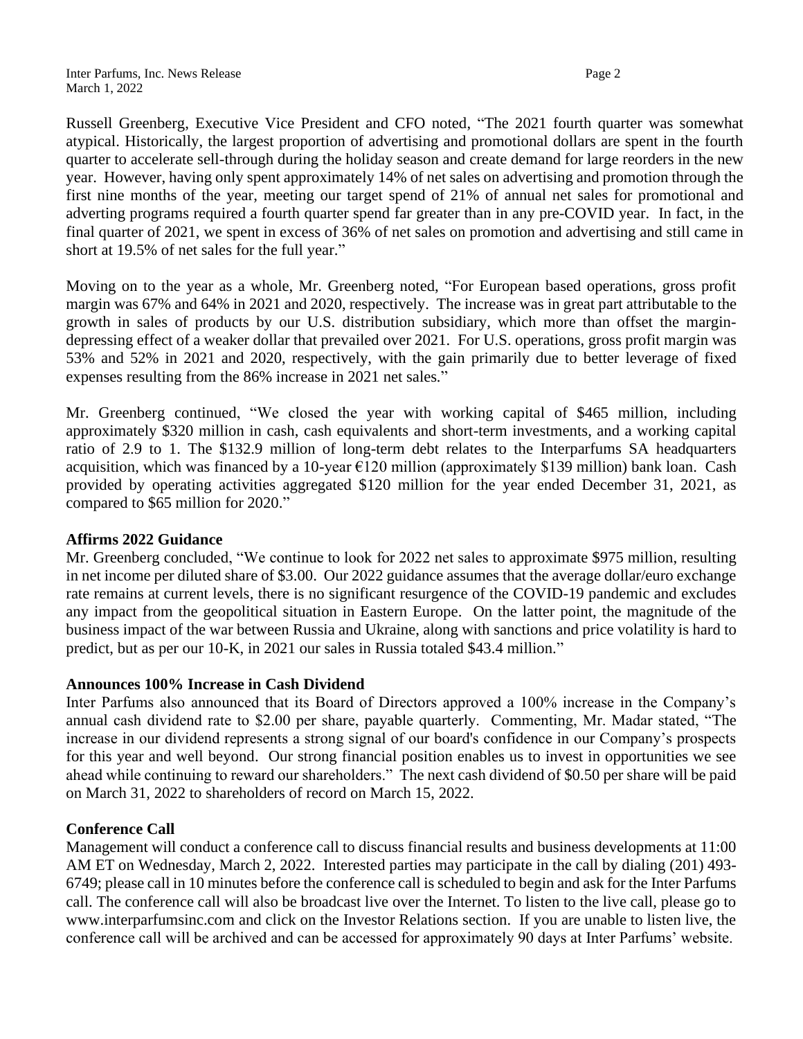Russell Greenberg, Executive Vice President and CFO noted, "The 2021 fourth quarter was somewhat atypical. Historically, the largest proportion of advertising and promotional dollars are spent in the fourth quarter to accelerate sell-through during the holiday season and create demand for large reorders in the new year. However, having only spent approximately 14% of net sales on advertising and promotion through the first nine months of the year, meeting our target spend of 21% of annual net sales for promotional and adverting programs required a fourth quarter spend far greater than in any pre-COVID year. In fact, in the final quarter of 2021, we spent in excess of 36% of net sales on promotion and advertising and still came in short at 19.5% of net sales for the full year."

Moving on to the year as a whole, Mr. Greenberg noted, "For European based operations, gross profit margin was 67% and 64% in 2021 and 2020, respectively. The increase was in great part attributable to the growth in sales of products by our U.S. distribution subsidiary, which more than offset the margin-depressing effect of a weaker dollar that prevailed over 2021. For U.S. operations, gross profit margin was 53% and 52% in 2021 and 2020, respectively, with the gain primarily due to better leverage of fixed expenses resulting from the 86% increase in 2021 net sales."

Mr. Greenberg continued, "We closed the year with working capital of $465 million, including approximately $320 million in cash, cash equivalents and short-term investments, and a working capital ratio of 2.9 to 1. The $132.9 million of long-term debt relates to the Interparfums SA headquarters acquisition, which was financed by a 10-year €120 million (approximately $139 million) bank loan. Cash provided by operating activities aggregated $120 million for the year ended December 31, 2021, as compared to $65 million for 2020."

**Affirms 2022 Guidance**

Mr. Greenberg concluded, "We continue to look for 2022 net sales to approximate $975 million, resulting in net income per diluted share of $3.00. Our 2022 guidance assumes that the average dollar/euro exchange rate remains at current levels, there is no significant resurgence of the COVID-19 pandemic and excludes any impact from the geopolitical situation in Eastern Europe. On the latter point, the magnitude of the business impact of the war between Russia and Ukraine, along with sanctions and price volatility is hard to predict, but as per our 10-K, in 2021 our sales in Russia totaled $43.4 million."

**Announces 100% Increase in Cash Dividend**

Inter Parfums also announced that its Board of Directors approved a 100% increase in the Company's annual cash dividend rate to $2.00 per share, payable quarterly. Commenting, Mr. Madar stated, "The increase in our dividend represents a strong signal of our board's confidence in our Company's prospects for this year and well beyond. Our strong financial position enables us to invest in opportunities we see ahead while continuing to reward our shareholders." The next cash dividend of $0.50 per share will be paid on March 31, 2022 to shareholders of record on March 15, 2022.

**Conference Call**

Management will conduct a conference call to discuss financial results and business developments at 11:00 AM ET on Wednesday, March 2, 2022. Interested parties may participate in the call by dialing (201) 493-6749; please call in 10 minutes before the conference call is scheduled to begin and ask for the Inter Parfums call. The conference call will also be broadcast live over the Internet. To listen to the live call, please go to www.interparfumsinc.com and click on the Investor Relations section. If you are unable to listen live, the conference call will be archived and can be accessed for approximately 90 days at Inter Parfums' website.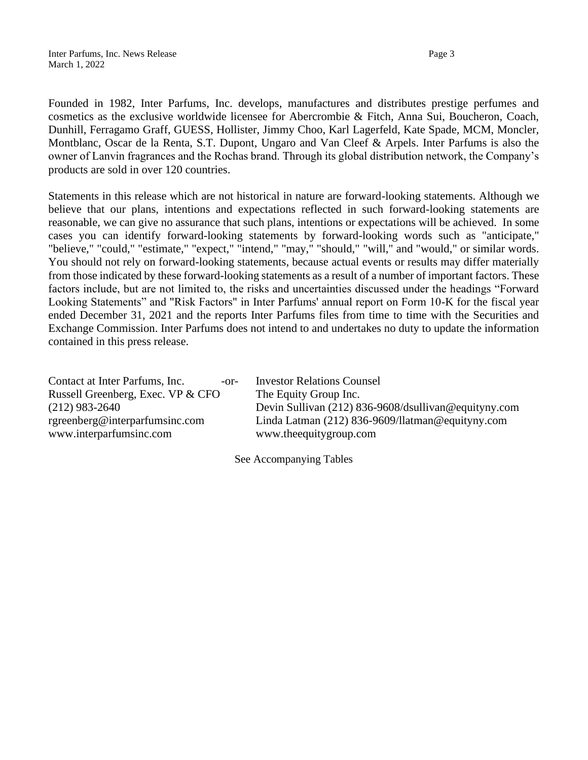Founded in 1982, Inter Parfums, Inc. develops, manufactures and distributes prestige perfumes and cosmetics as the exclusive worldwide licensee for Abercrombie & Fitch, Anna Sui, Boucheron, Coach, Dunhill, Ferragamo Graff, GUESS, Hollister, Jimmy Choo, Karl Lagerfeld, Kate Spade, MCM, Moncler, Montblanc, Oscar de la Renta, S.T. Dupont, Ungaro and Van Cleef & Arpels. Inter Parfums is also the owner of Lanvin fragrances and the Rochas brand. Through its global distribution network, the Company's products are sold in over 120 countries.

Statements in this release which are not historical in nature are forward-looking statements. Although we believe that our plans, intentions and expectations reflected in such forward-looking statements are reasonable, we can give no assurance that such plans, intentions or expectations will be achieved. In some cases you can identify forward-looking statements by forward-looking words such as "anticipate," "believe," "could," "estimate," "expect," "intend," "may," "should," "will," and "would," or similar words. You should not rely on forward-looking statements, because actual events or results may differ materially from those indicated by these forward-looking statements as a result of a number of important factors. These factors include, but are not limited to, the risks and uncertainties discussed under the headings "Forward Looking Statements" and "Risk Factors" in Inter Parfums' annual report on Form 10-K for the fiscal year ended December 31, 2021 and the reports Inter Parfums files from time to time with the Securities and Exchange Commission. Inter Parfums does not intend to and undertakes no duty to update the information contained in this press release.

| | | |
|---|---|---|
| Contact at Inter Parfums, Inc. | -or- | Investor Relations Counsel |
| Russell Greenberg, Exec. VP & CFO | | The Equity Group Inc. |
| (212) 983-2640 | | Devin Sullivan (212) 836-9608/dsullivan@equityny.com |
| rgreenberg@interparfumsinc.com | | Linda Latman (212) 836-9609/llatman@equityny.com |
| www.interparfumsinc.com | | www.theequitygroup.com |

See Accompanying Tables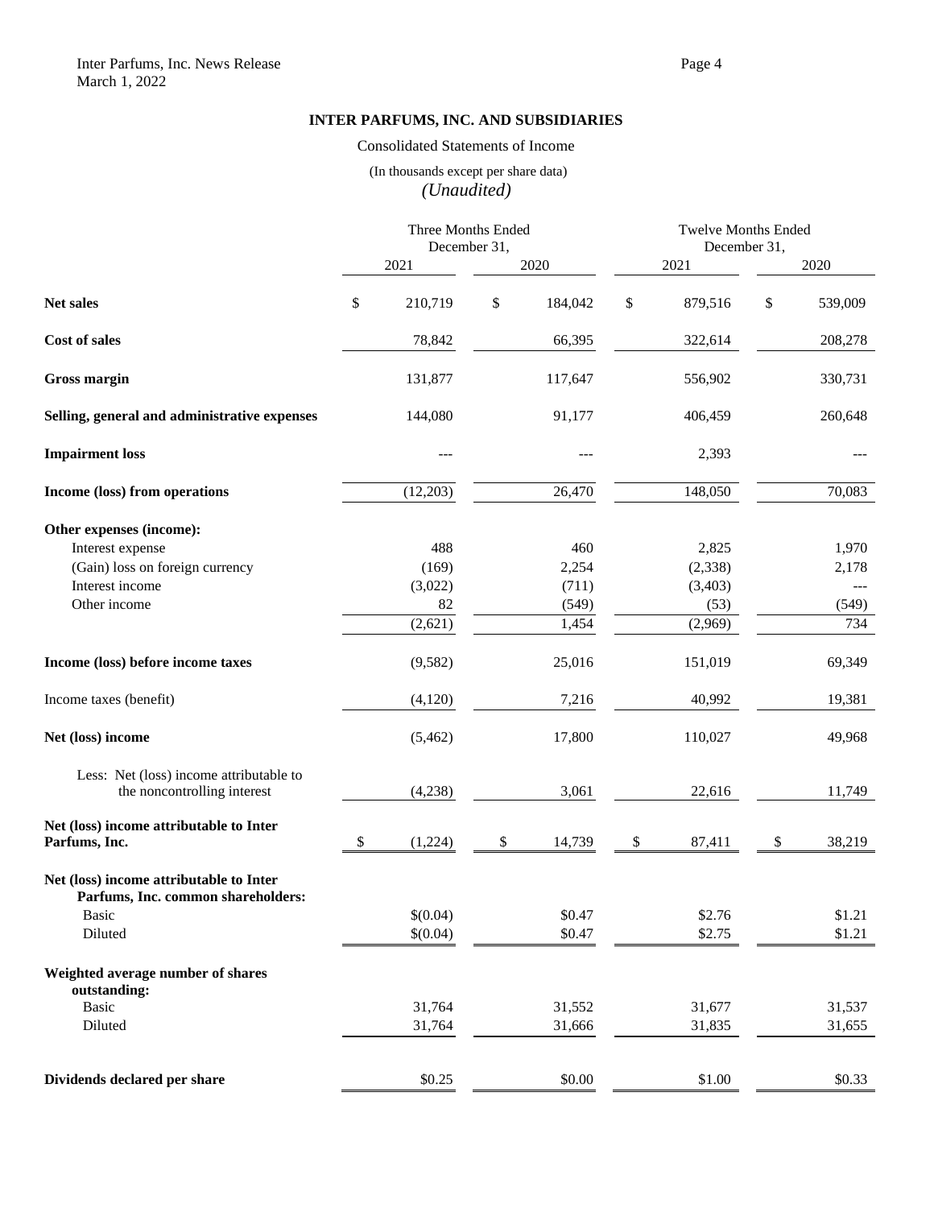# INTER PARFUMS, INC. AND SUBSIDIARIES

Consolidated Statements of Income

(In thousands except per share data)

*(Unaudited)*

| | Three Months Ended December 31, | | Twelve Months Ended December 31, | |
|---|---|---|---|---|
| | 2021 | 2020 | 2021 | 2020 |
| **Net sales** | $ 210,719 | $ 184,042 | $ 879,516 | $ 539,009 |
| **Cost of sales** | 78,842 | 66,395 | 322,614 | 208,278 |
| **Gross margin** | 131,877 | 117,647 | 556,902 | 330,731 |
| **Selling, general and administrative expenses** | 144,080 | 91,177 | 406,459 | 260,648 |
| **Impairment loss** | --- | --- | 2,393 | --- |
| **Income (loss) from operations** | (12,203) | 26,470 | 148,050 | 70,083 |
| **Other expenses (income):** | | | | |
| Interest expense | 488 | 460 | 2,825 | 1,970 |
| (Gain) loss on foreign currency | (169) | 2,254 | (2,338) | 2,178 |
| Interest income | (3,022) | (711) | (3,403) | --- |
| Other income | 82 | (549) | (53) | (549) |
| | (2,621) | 1,454 | (2,969) | 734 |
| **Income (loss) before income taxes** | (9,582) | 25,016 | 151,019 | 69,349 |
| Income taxes (benefit) | (4,120) | 7,216 | 40,992 | 19,381 |
| **Net (loss) income** | (5,462) | 17,800 | 110,027 | 49,968 |
| Less: Net (loss) income attributable to the noncontrolling interest | (4,238) | 3,061 | 22,616 | 11,749 |
| **Net (loss) income attributable to Inter Parfums, Inc.** | $ (1,224) | $ 14,739 | $ 87,411 | $ 38,219 |
| **Net (loss) income attributable to Inter Parfums, Inc. common shareholders:** | | | | |
| Basic | $(0.04) | $0.47 | $2.76 | $1.21 |
| Diluted | $(0.04) | $0.47 | $2.75 | $1.21 |
| **Weighted average number of shares outstanding:** | | | | |
| Basic | 31,764 | 31,552 | 31,677 | 31,537 |
| Diluted | 31,764 | 31,666 | 31,835 | 31,655 |
| **Dividends declared per share** | $0.25 | $0.00 | $1.00 | $0.33 |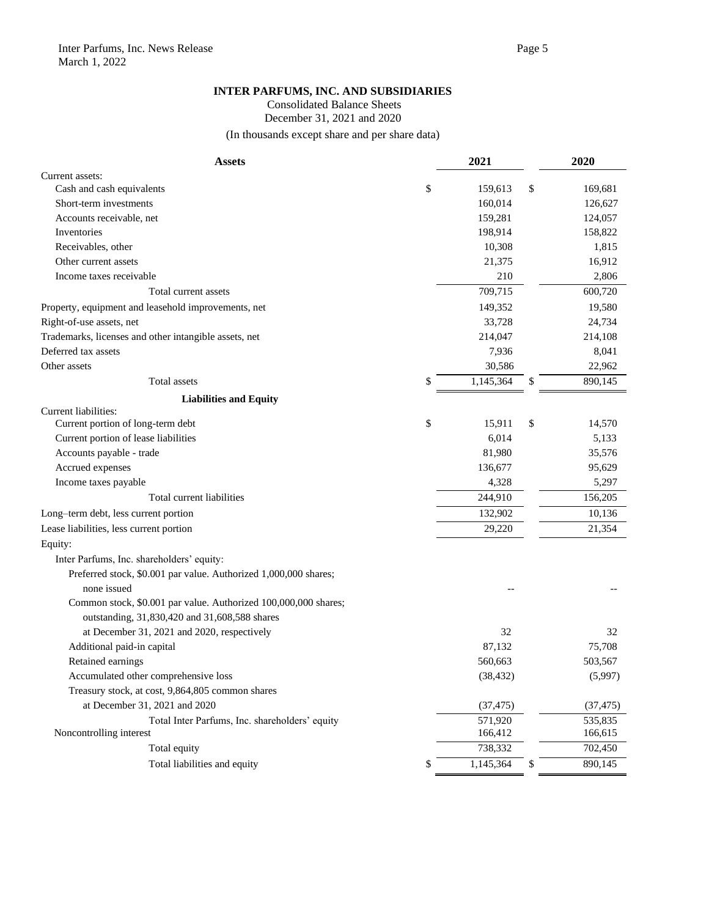**INTER PARFUMS, INC. AND SUBSIDIARIES**

Consolidated Balance Sheets

December 31, 2021 and 2020

(In thousands except share and per share data)

| **Assets** | | **2021** | | **2020** |
|---|---|---|---|---|
| Current assets: | | | | |
| Cash and cash equivalents | $ | 159,613 | $ | 169,681 |
| Short-term investments | | 160,014 | | 126,627 |
| Accounts receivable, net | | 159,281 | | 124,057 |
| Inventories | | 198,914 | | 158,822 |
| Receivables, other | | 10,308 | | 1,815 |
| Other current assets | | 21,375 | | 16,912 |
| Income taxes receivable | | 210 | | 2,806 |
| Total current assets | | 709,715 | | 600,720 |
| Property, equipment and leasehold improvements, net | | 149,352 | | 19,580 |
| Right-of-use assets, net | | 33,728 | | 24,734 |
| Trademarks, licenses and other intangible assets, net | | 214,047 | | 214,108 |
| Deferred tax assets | | 7,936 | | 8,041 |
| Other assets | | 30,586 | | 22,962 |
| Total assets | $ | 1,145,364 | $ | 890,145 |
| **Liabilities and Equity** | | | | |
| Current liabilities: | | | | |
| Current portion of long-term debt | $ | 15,911 | $ | 14,570 |
| Current portion of lease liabilities | | 6,014 | | 5,133 |
| Accounts payable - trade | | 81,980 | | 35,576 |
| Accrued expenses | | 136,677 | | 95,629 |
| Income taxes payable | | 4,328 | | 5,297 |
| Total current liabilities | | 244,910 | | 156,205 |
| Long–term debt, less current portion | | 132,902 | | 10,136 |
| Lease liabilities, less current portion | | 29,220 | | 21,354 |
| Equity: | | | | |
| Inter Parfums, Inc. shareholders' equity: | | | | |
| Preferred stock, $0.001 par value. Authorized 1,000,000 shares; none issued | | -- | | -- |
| Common stock, $0.001 par value. Authorized 100,000,000 shares; outstanding, 31,830,420 and 31,608,588 shares at December 31, 2021 and 2020, respectively | | 32 | | 32 |
| Additional paid-in capital | | 87,132 | | 75,708 |
| Retained earnings | | 560,663 | | 503,567 |
| Accumulated other comprehensive loss | | (38,432) | | (5,997) |
| Treasury stock, at cost, 9,864,805 common shares at December 31, 2021 and 2020 | | (37,475) | | (37,475) |
| Total Inter Parfums, Inc. shareholders' equity | | 571,920 | | 535,835 |
| Noncontrolling interest | | 166,412 | | 166,615 |
| Total equity | | 738,332 | | 702,450 |
| Total liabilities and equity | $ | 1,145,364 | $ | 890,145 |